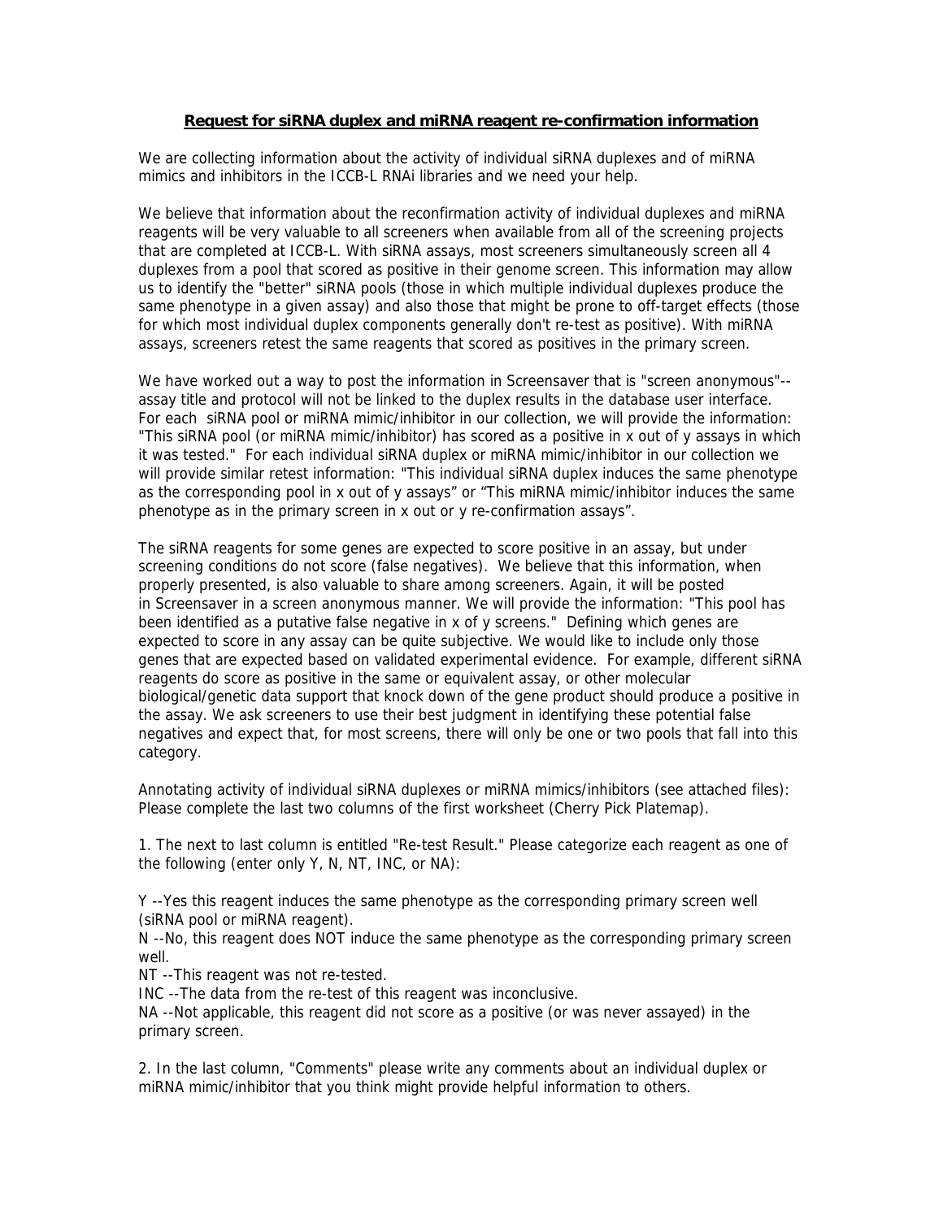**Request for siRNA duplex and miRNA reagent re-confirmation information**

We are collecting information about the activity of individual siRNA duplexes and of miRNA mimics and inhibitors in the ICCB-L RNAi libraries and we need your help.

We believe that information about the reconfirmation activity of individual duplexes and miRNA reagents will be very valuable to all screeners when available from all of the screening projects that are completed at ICCB-L. With siRNA assays, most screeners simultaneously screen all 4 duplexes from a pool that scored as positive in their genome screen. This information may allow us to identify the "better" siRNA pools (those in which multiple individual duplexes produce the same phenotype in a given assay) and also those that might be prone to off-target effects (those for which most individual duplex components generally don't re-test as positive). With miRNA assays, screeners retest the same reagents that scored as positives in the primary screen.

We have worked out a way to post the information in Screensaver that is "screen anonymous"--assay title and protocol will not be linked to the duplex results in the database user interface. For each siRNA pool or miRNA mimic/inhibitor in our collection, we will provide the information: "This siRNA pool (or miRNA mimic/inhibitor) has scored as a positive in x out of y assays in which it was tested." For each individual siRNA duplex or miRNA mimic/inhibitor in our collection we will provide similar retest information: "This individual siRNA duplex induces the same phenotype as the corresponding pool in x out of y assays" or "This miRNA mimic/inhibitor induces the same phenotype as in the primary screen in x out or y re-confirmation assays".

The siRNA reagents for some genes are expected to score positive in an assay, but under screening conditions do not score (false negatives). We believe that this information, when properly presented, is also valuable to share among screeners. Again, it will be posted in Screensaver in a screen anonymous manner. We will provide the information: "This pool has been identified as a putative false negative in x of y screens." Defining which genes are expected to score in any assay can be quite subjective. We would like to include only those genes that are expected based on validated experimental evidence. For example, different siRNA reagents do score as positive in the same or equivalent assay, or other molecular biological/genetic data support that knock down of the gene product should produce a positive in the assay. We ask screeners to use their best judgment in identifying these potential false negatives and expect that, for most screens, there will only be one or two pools that fall into this category.

Annotating activity of individual siRNA duplexes or miRNA mimics/inhibitors (see attached files): Please complete the last two columns of the first worksheet (Cherry Pick Platemap).

1. The next to last column is entitled "Re-test Result." Please categorize each reagent as one of the following (enter only Y, N, NT, INC, or NA):

Y --Yes this reagent induces the same phenotype as the corresponding primary screen well (siRNA pool or miRNA reagent).
N --No, this reagent does NOT induce the same phenotype as the corresponding primary screen well.
NT --This reagent was not re-tested.
INC --The data from the re-test of this reagent was inconclusive.
NA --Not applicable, this reagent did not score as a positive (or was never assayed) in the primary screen.

2. In the last column, "Comments" please write any comments about an individual duplex or miRNA mimic/inhibitor that you think might provide helpful information to others.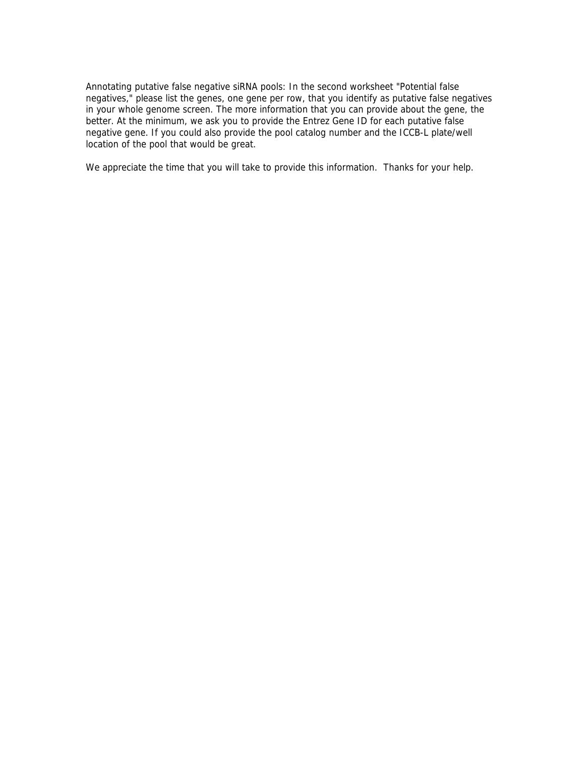Annotating putative false negative siRNA pools: In the second worksheet "Potential false negatives," please list the genes, one gene per row, that you identify as putative false negatives in your whole genome screen. The more information that you can provide about the gene, the better. At the minimum, we ask you to provide the Entrez Gene ID for each putative false negative gene. If you could also provide the pool catalog number and the ICCB-L plate/well location of the pool that would be great.

We appreciate the time that you will take to provide this information. Thanks for your help.